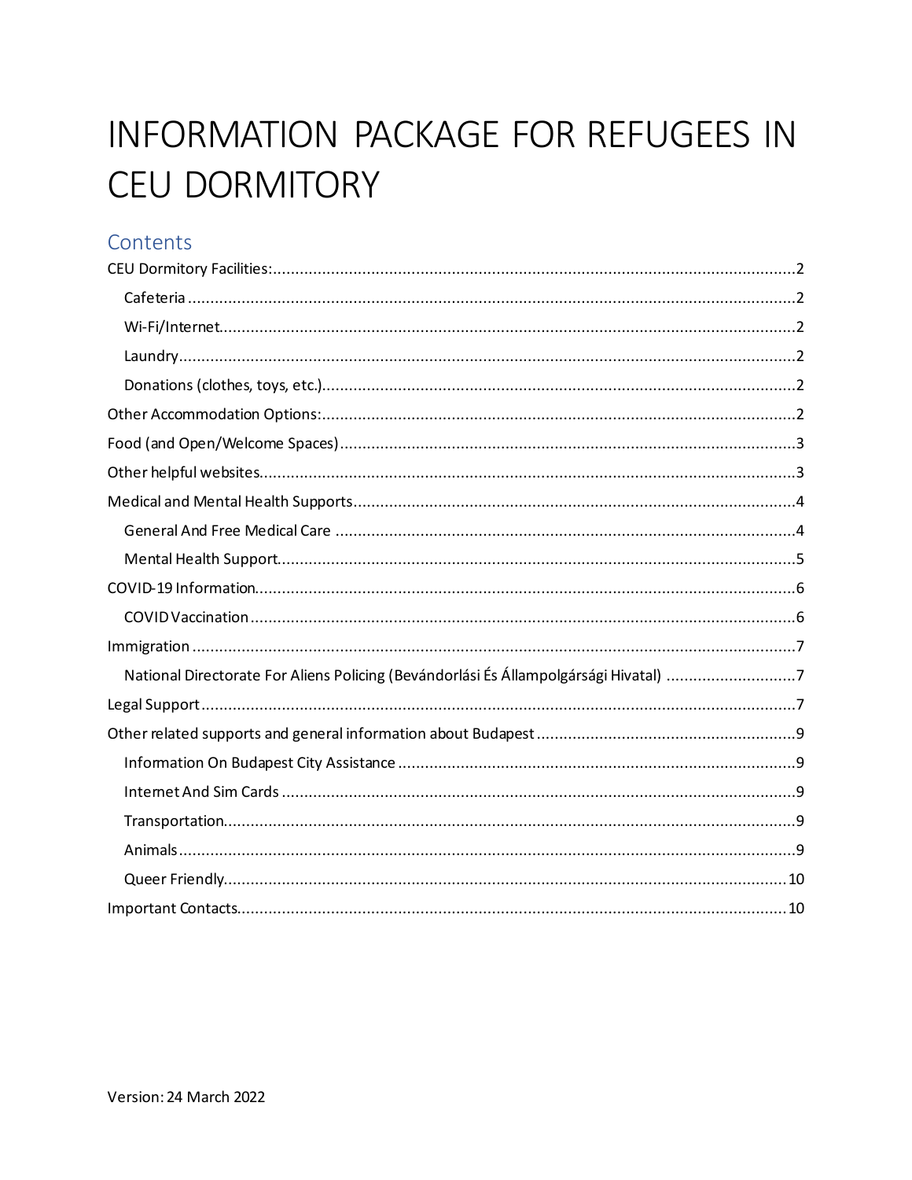# INFORMATION PACKAGE FOR REFUGEES IN CEU DORMITORY

## Contents

- CEU Dormitory Facilities: .......... 2
  - Cafeteria .......... 2
  - Wi-Fi/Internet .......... 2
  - Laundry .......... 2
  - Donations (clothes, toys, etc.) .......... 2
- Other Accommodation Options: .......... 2
- Food (and Open/Welcome Spaces) .......... 3
- Other helpful websites .......... 3
- Medical and Mental Health Supports .......... 4
  - General And Free Medical Care .......... 4
  - Mental Health Support .......... 5
- COVID-19 Information .......... 6
  - COVID Vaccination .......... 6
- Immigration .......... 7
  - National Directorate For Aliens Policing (Bevándorlási És Állampolgársági Hivatal) .......... 7
- Legal Support .......... 7
- Other related supports and general information about Budapest .......... 9
  - Information On Budapest City Assistance .......... 9
  - Internet And Sim Cards .......... 9
  - Transportation .......... 9
  - Animals .......... 9
  - Queer Friendly .......... 10
- Important Contacts .......... 10

Version: 24 March 2022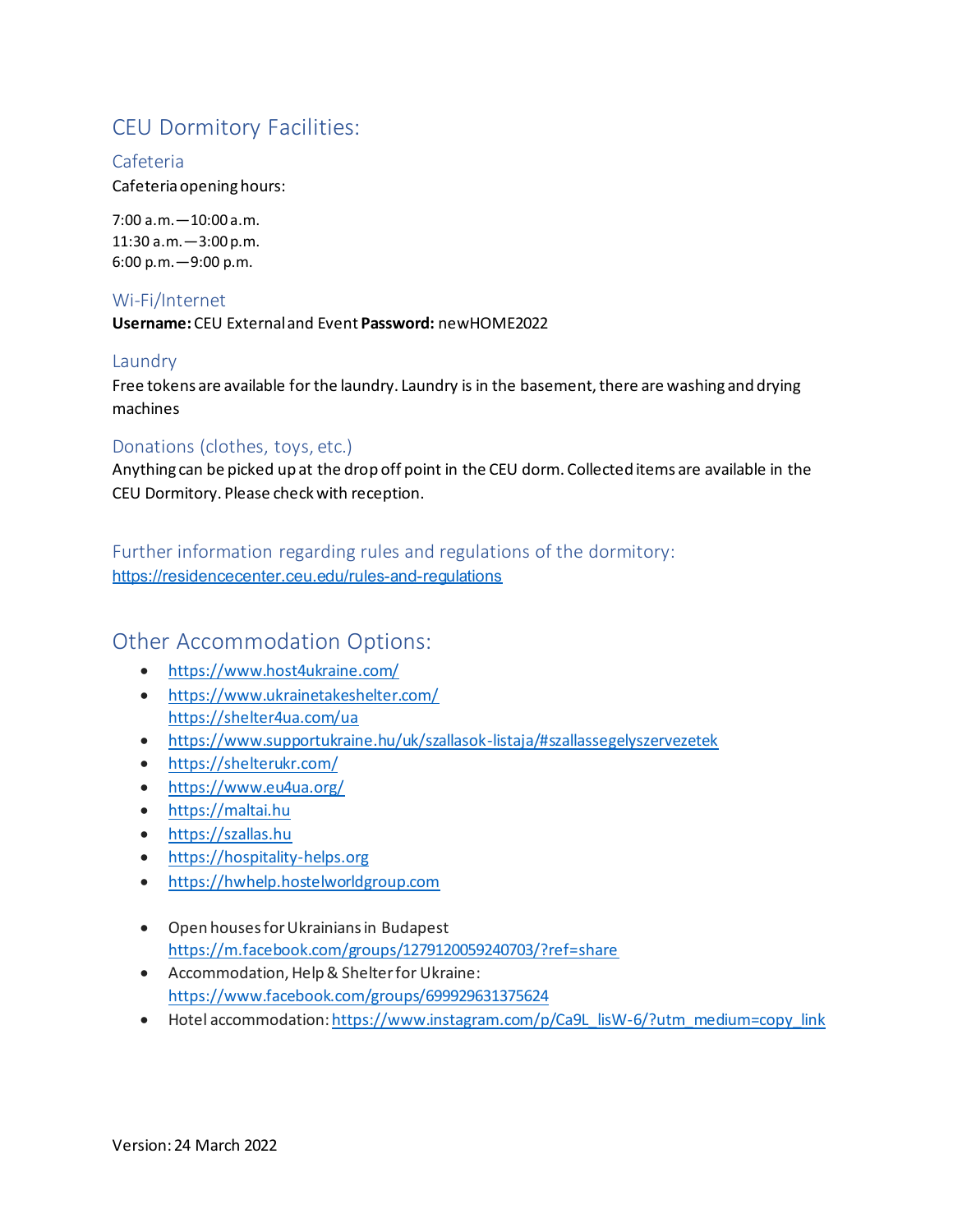# CEU Dormitory Facilities:

## Cafeteria

Cafeteria opening hours:

7:00 a.m.—10:00 a.m.
11:30 a.m.—3:00 p.m.
6:00 p.m.—9:00 p.m.

## Wi-Fi/Internet

**Username:** CEU External and Event **Password:** newHOME2022

## Laundry

Free tokens are available for the laundry. Laundry is in the basement, there are washing and drying machines

## Donations (clothes, toys, etc.)

Anything can be picked up at the drop off point in the CEU dorm. Collected items are available in the CEU Dormitory. Please check with reception.

## Further information regarding rules and regulations of the dormitory:

https://residencecenter.ceu.edu/rules-and-regulations

# Other Accommodation Options:

- https://www.host4ukraine.com/
- https://www.ukrainetakesshelter.com/
  https://shelter4ua.com/ua
- https://www.supportukraine.hu/uk/szallasok-listaja/#szallassegelyszervezetek
- https://shelterukr.com/
- https://www.eu4ua.org/
- https://maltai.hu
- https://szallas.hu
- https://hospitality-helps.org
- https://hwhelp.hostelworldgroup.com

- Open houses for Ukrainians in Budapest
  https://m.facebook.com/groups/1279120059240703/?ref=share
- Accommodation, Help & Shelter for Ukraine:
  https://www.facebook.com/groups/699929631375624
- Hotel accommodation: https://www.instagram.com/p/Ca9L_lisW-6/?utm_medium=copy_link

Version: 24 March 2022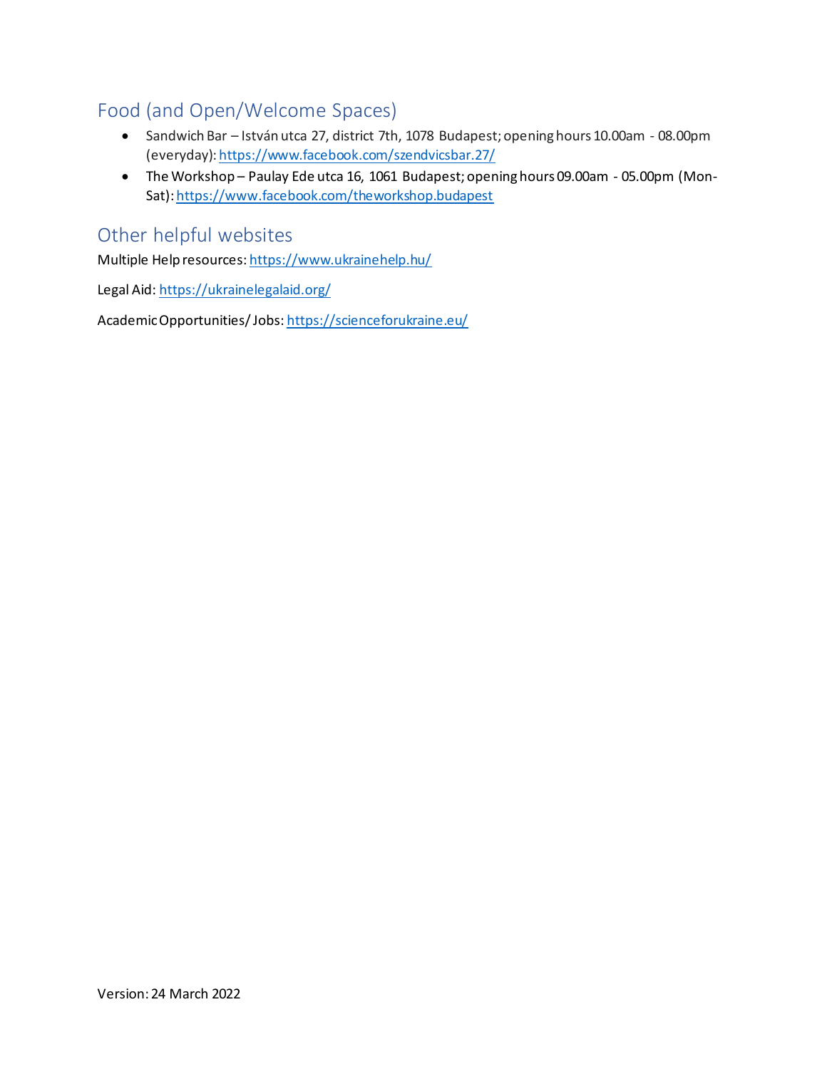## Food (and Open/Welcome Spaces)

- Sandwich Bar – István utca 27, district 7th, 1078 Budapest; opening hours 10.00am - 08.00pm (everyday): https://www.facebook.com/szendvicsbar.27/
- The Workshop – Paulay Ede utca 16, 1061 Budapest; opening hours 09.00am - 05.00pm (Mon-Sat): https://www.facebook.com/theworkshop.budapest

## Other helpful websites

Multiple Help resources: https://www.ukrainehelp.hu/

Legal Aid: https://ukrainelegalaid.org/

Academic Opportunities/ Jobs: https://scienceforukraine.eu/

Version: 24 March 2022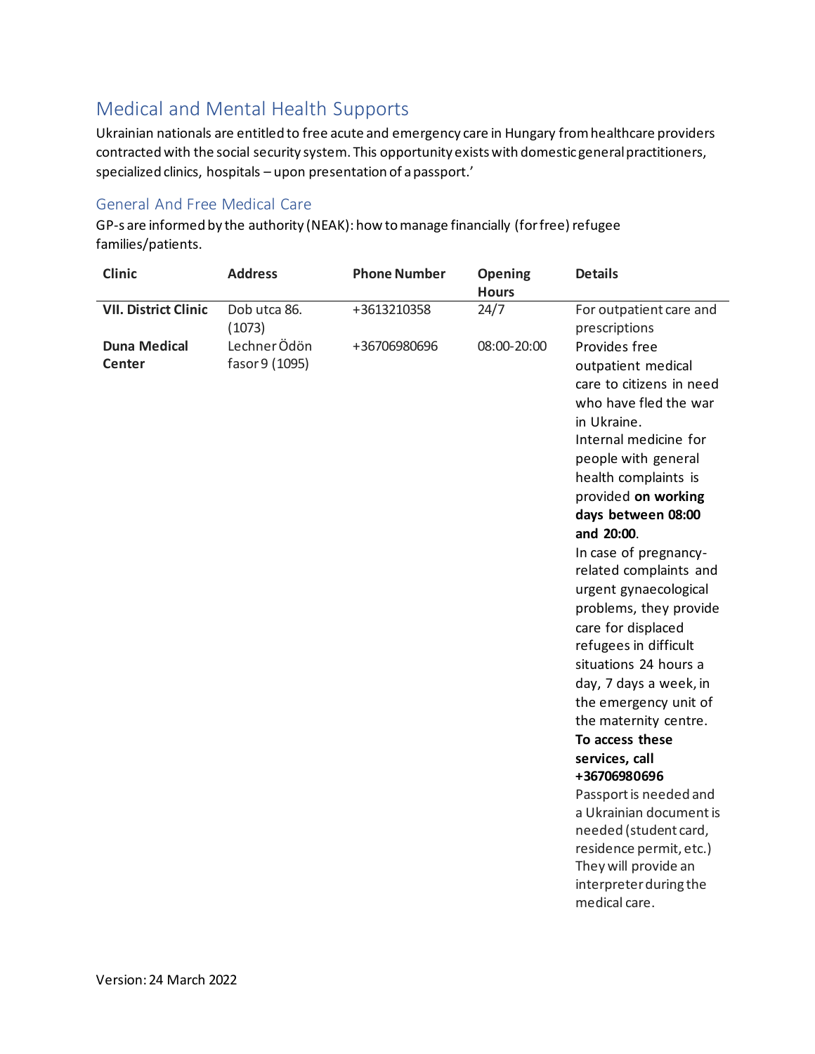## Medical and Mental Health Supports

Ukrainian nationals are entitled to free acute and emergency care in Hungary from healthcare providers contracted with the social security system. This opportunity exists with domestic general practitioners, specialized clinics, hospitals – upon presentation of a passport.'

### General And Free Medical Care

GP-s are informed by the authority (NEAK): how to manage financially (for free) refugee families/patients.

| Clinic | Address | Phone Number | Opening Hours | Details |
|---|---|---|---|---|
| **VII. District Clinic** | Dob utca 86. (1073) | +3613210358 | 24/7 | For outpatient care and prescriptions |
| **Duna Medical Center** | Lechner Ödön fasor 9 (1095) | +36706980696 | 08:00-20:00 | Provides free outpatient medical care to citizens in need who have fled the war in Ukraine. Internal medicine for people with general health complaints is provided **on working days between 08:00 and 20:00**. In case of pregnancy-related complaints and urgent gynaecological problems, they provide care for displaced refugees in difficult situations 24 hours a day, 7 days a week, in the emergency unit of the maternity centre. **To access these services, call +36706980696** Passport is needed and a Ukrainian document is needed (student card, residence permit, etc.) They will provide an interpreter during the medical care. |

Version: 24 March 2022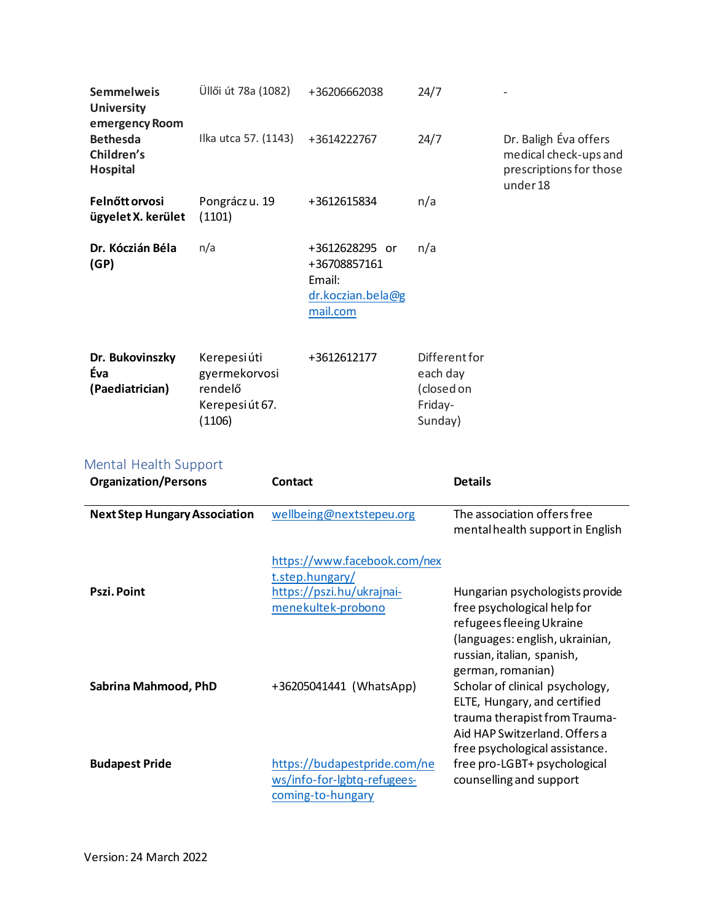| | | | | |
|---|---|---|---|---|
| **Semmelweis University emergency Room** | Üllői út 78a (1082) | +36206662038 | 24/7 | - |
| **Bethesda Children's Hospital** | Ilka utca 57. (1143) | +3614222767 | 24/7 | Dr. Baligh Éva offers medical check-ups and prescriptions for those under 18 |
| **Felnőtt orvosi ügyelet X. kerület** | Pongrácz u. 19 (1101) | +3612615834 | n/a | |
| **Dr. Kóczián Béla (GP)** | n/a | +3612628295 or +36708857161 Email: dr.koczian.bela@gmail.com | n/a | |
| **Dr. Bukovinszky Éva (Paediatrician)** | Kerepesi úti gyermekorvosi rendelő Kerepesi út 67. (1106) | +3612612177 | Different for each day (closed on Friday-Sunday) | |

## Mental Health Support

| Organization/Persons | Contact | Details |
|---|---|---|
| **Next Step Hungary Association** | wellbeing@nextstepeu.org<br>https://www.facebook.com/next.step.hungary/ | The association offers free mental health support in English |
| **Pszi. Point** | https://pszi.hu/ukrajnai-menekultek-probono | Hungarian psychologists provide free psychological help for refugees fleeing Ukraine (languages: english, ukrainian, russian, italian, spanish, german, romanian) |
| **Sabrina Mahmood, PhD** | +36205041441 (WhatsApp) | Scholar of clinical psychology, ELTE, Hungary, and certified trauma therapist from Trauma-Aid HAP Switzerland. Offers a free psychological assistance. |
| **Budapest Pride** | https://budapestpride.com/news/info-for-lgbtq-refugees-coming-to-hungary | free pro-LGBT+ psychological counselling and support |

Version: 24 March 2022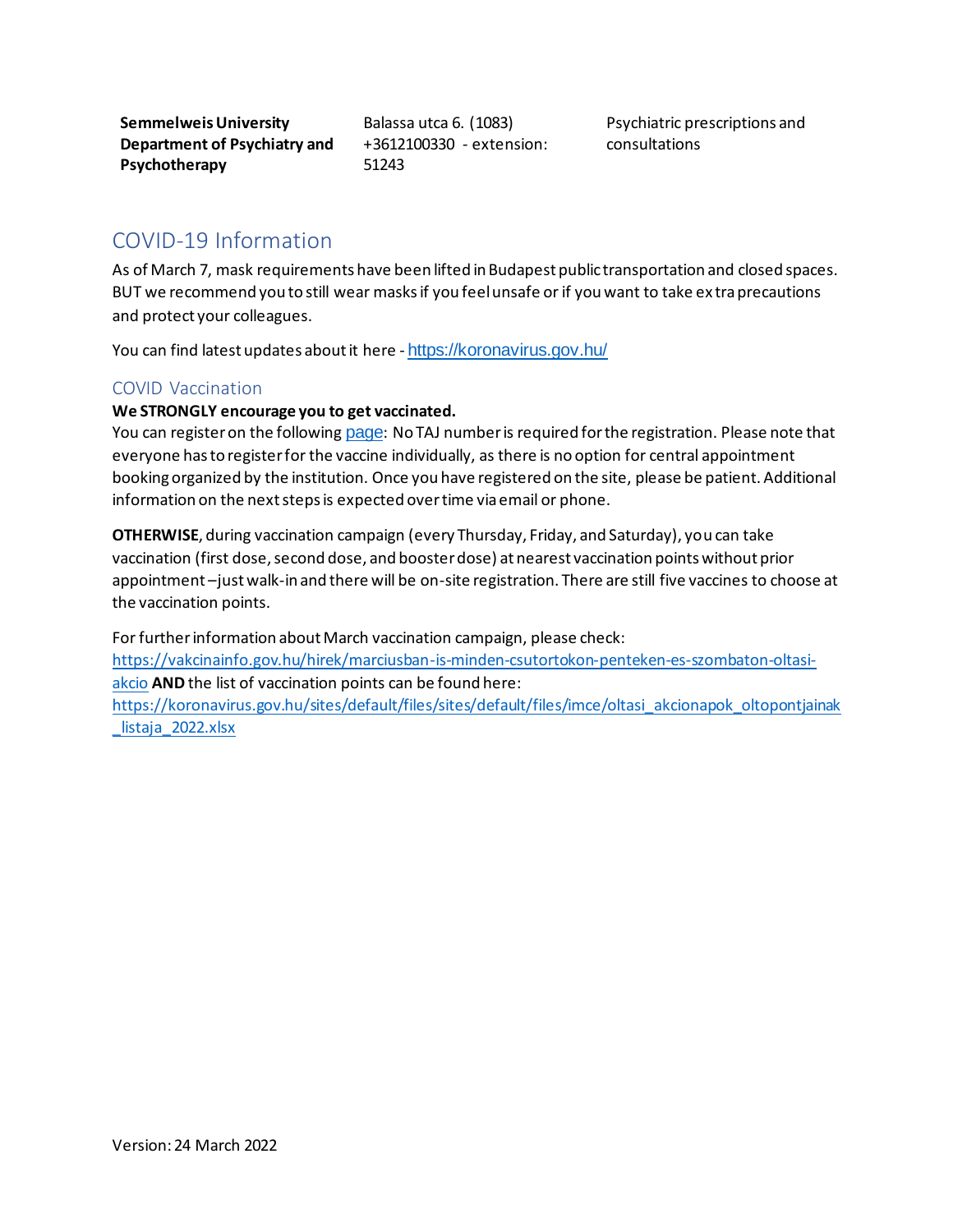| **Semmelweis University Department of Psychiatry and Psychotherapy** | Balassa utca 6. (1083) +3612100330 - extension: 51243 | Psychiatric prescriptions and consultations |
|---|---|---|

## COVID-19 Information

As of March 7, mask requirements have been lifted in Budapest public transportation and closed spaces. BUT we recommend you to still wear masks if you feel unsafe or if you want to take extra precautions and protect your colleagues.

You can find latest updates about it here - https://koronavirus.gov.hu/

### COVID Vaccination

**We STRONGLY encourage you to get vaccinated.**
You can register on the following page: No TAJ number is required for the registration. Please note that everyone has to register for the vaccine individually, as there is no option for central appointment booking organized by the institution. Once you have registered on the site, please be patient. Additional information on the next steps is expected over time via email or phone.

**OTHERWISE**, during vaccination campaign (every Thursday, Friday, and Saturday), you can take vaccination (first dose, second dose, and booster dose) at nearest vaccination points without prior appointment – just walk-in and there will be on-site registration. There are still five vaccines to choose at the vaccination points.

For further information about March vaccination campaign, please check: https://vakcinainfo.gov.hu/hirek/marciusban-is-minden-csutortokon-penteken-es-szombaton-oltasi-akcio **AND** the list of vaccination points can be found here: https://koronavirus.gov.hu/sites/default/files/sites/default/files/imce/oltasi_akcionapok_oltopontjainak_listaja_2022.xlsx

Version: 24 March 2022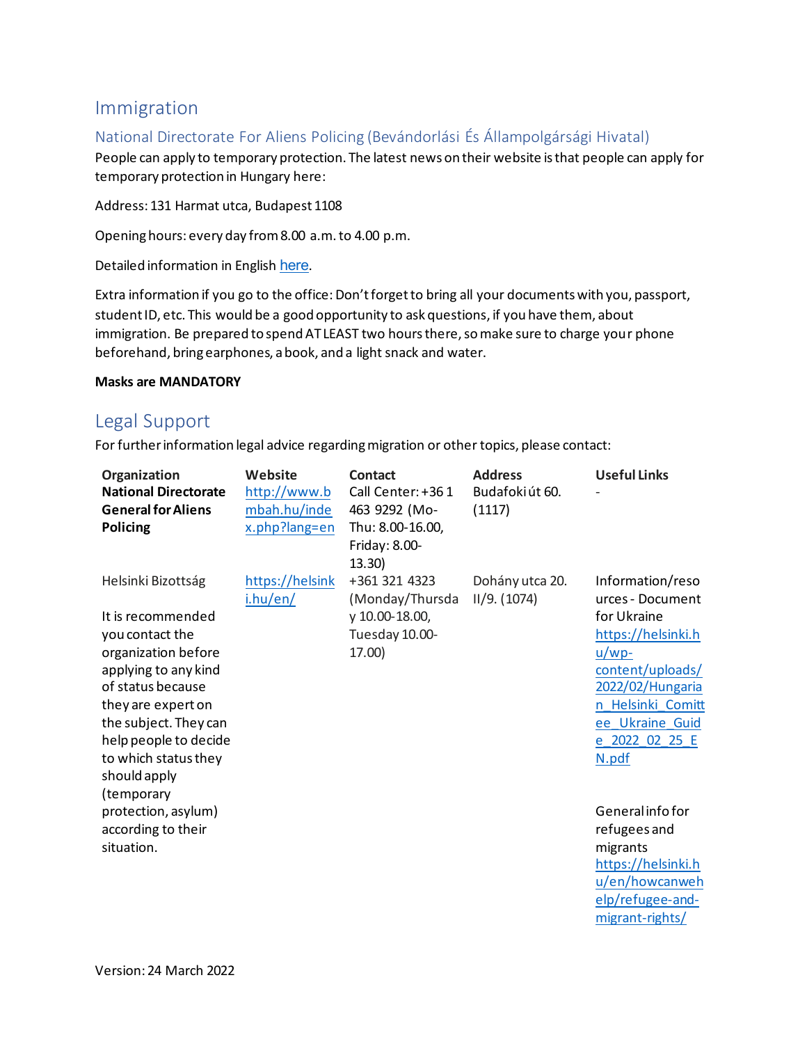## Immigration

### National Directorate For Aliens Policing (Bevándorlási És Állampolgársági Hivatal)

People can apply to temporary protection. The latest news on their website is that people can apply for temporary protection in Hungary here:

Address: 131 Harmat utca, Budapest 1108

Opening hours: every day from 8.00 a.m. to 4.00 p.m.

Detailed information in English here.

Extra information if you go to the office: Don't forget to bring all your documents with you, passport, student ID, etc. This would be a good opportunity to ask questions, if you have them, about immigration. Be prepared to spend AT LEAST two hours there, so make sure to charge your phone beforehand, bring earphones, a book, and a light snack and water.

**Masks are MANDATORY**

## Legal Support

For further information legal advice regarding migration or other topics, please contact:

| Organization | Website | Contact | Address | Useful Links |
|---|---|---|---|---|
| **National Directorate General for Aliens Policing** | http://www.bmbah.hu/index.php?lang=en | Call Center: +36 1 463 9292 (Mo-Thu: 8.00-16.00, Friday: 8.00-13.30) | Budafoki út 60. (1117) | - |
| Helsinki Bizottság<br><br>It is recommended you contact the organization before applying to any kind of status because they are expert on the subject. They can help people to decide to which status they should apply (temporary protection, asylum) according to their situation. | https://helsinki.hu/en/ | +361 321 4323 (Monday/Thursday 10.00-18.00, Tuesday 10.00-17.00) | Dohány utca 20. II/9. (1074) | Information/resources - Document for Ukraine https://helsinki.hu/wp-content/uploads/2022/02/Hungarian_Helsinki_Committee_Ukraine_Guide_2022_02_25_EN.pdf<br><br>General info for refugees and migrants https://helsinki.hu/en/howcanwehelp/refugee-and-migrant-rights/ |

Version: 24 March 2022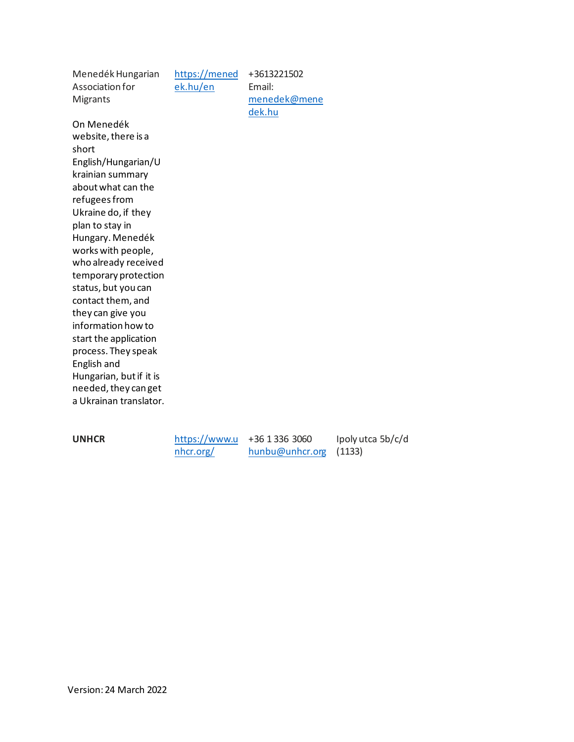| | | | |
|---|---|---|---|
| Menedék Hungarian Association for Migrants<br><br>On Menedék website, there is a short English/Hungarian/Ukrainian summary about what can the refugees from Ukraine do, if they plan to stay in Hungary. Menedék works with people, who already received temporary protection status, but you can contact them, and they can give you information how to start the application process. They speak English and Hungarian, but if it is needed, they can get a Ukrainan translator. | https://menedek.hu/en | +3613221502<br>Email: menedek@menedek.hu | |
| **UNHCR** | https://www.unhcr.org/ | +36 1 336 3060<br>hunbu@unhcr.org | Ipoly utca 5b/c/d (1133) |

Version: 24 March 2022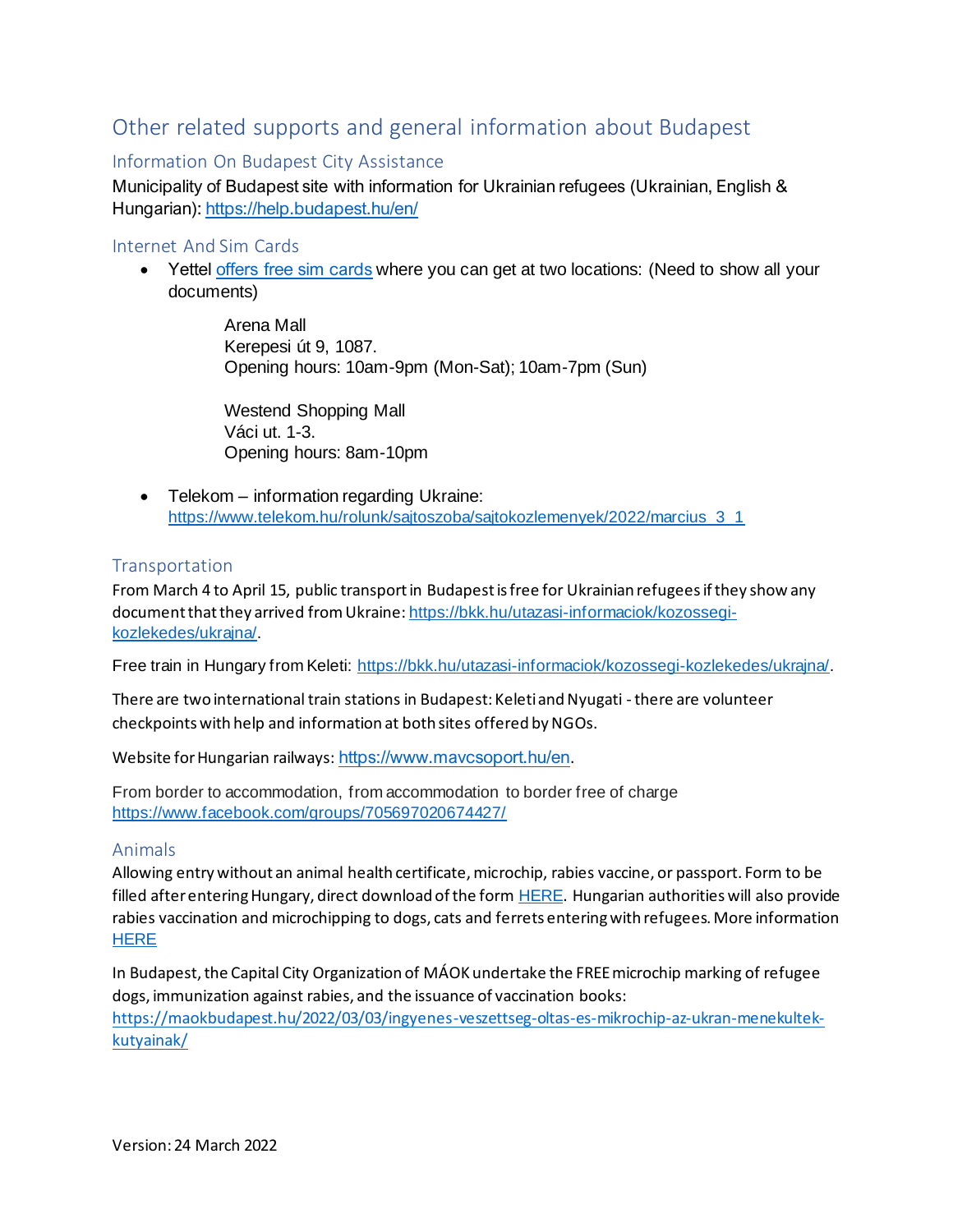## Other related supports and general information about Budapest

### Information On Budapest City Assistance

Municipality of Budapest site with information for Ukrainian refugees (Ukrainian, English & Hungarian): https://help.budapest.hu/en/

### Internet And Sim Cards

- Yettel offers free sim cards where you can get at two locations: (Need to show all your documents)

  Arena Mall
  Kerepesi út 9, 1087.
  Opening hours: 10am-9pm (Mon-Sat); 10am-7pm (Sun)

  Westend Shopping Mall
  Váci ut. 1-3.
  Opening hours: 8am-10pm

- Telekom – information regarding Ukraine: https://www.telekom.hu/rolunk/sajtoszoba/sajtokozlemenyek/2022/marcius_3_1

### Transportation

From March 4 to April 15, public transport in Budapest is free for Ukrainian refugees if they show any document that they arrived from Ukraine: https://bkk.hu/utazasi-informaciok/kozossegi-kozlekedes/ukrajna/.

Free train in Hungary from Keleti: https://bkk.hu/utazasi-informaciok/kozossegi-kozlekedes/ukrajna/.

There are two international train stations in Budapest: Keleti and Nyugati - there are volunteer checkpoints with help and information at both sites offered by NGOs.

Website for Hungarian railways: https://www.mavcsoport.hu/en.

From border to accommodation, from accommodation to border free of charge https://www.facebook.com/groups/705697020674427/

### Animals

Allowing entry without an animal health certificate, microchip, rabies vaccine, or passport. Form to be filled after entering Hungary, direct download of the form HERE. Hungarian authorities will also provide rabies vaccination and microchipping to dogs, cats and ferrets entering with refugees. More information HERE

In Budapest, the Capital City Organization of MÁOK undertake the FREE microchip marking of refugee dogs, immunization against rabies, and the issuance of vaccination books: https://maokbudapest.hu/2022/03/03/ingyenes-veszettseg-oltas-es-mikrochip-az-ukran-menekultek-kutyainak/

Version: 24 March 2022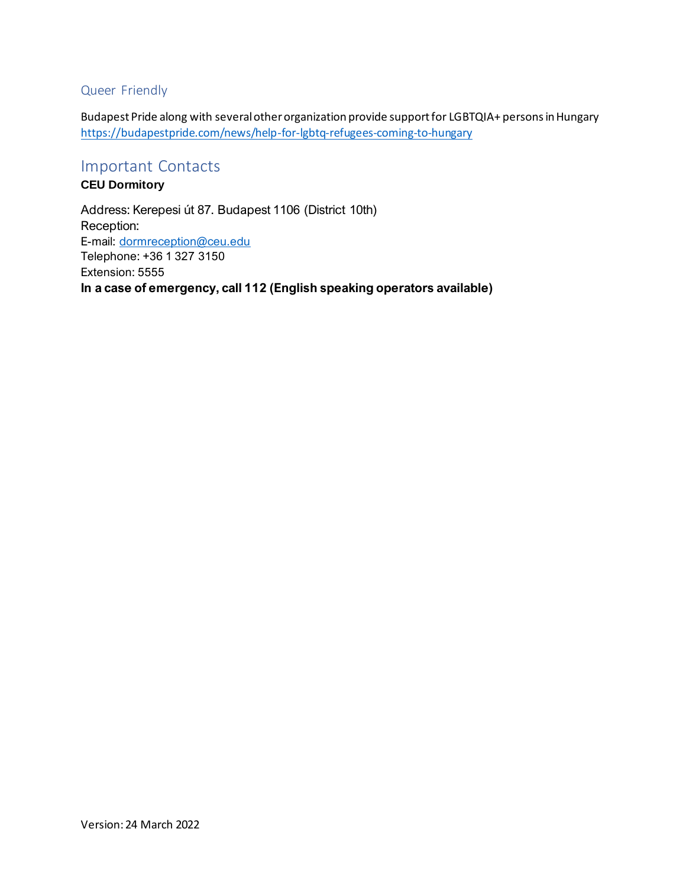### Queer Friendly

Budapest Pride along with several other organization provide support for LGBTQIA+ persons in Hungary
https://budapestpride.com/news/help-for-lgbtq-refugees-coming-to-hungary

## Important Contacts

**CEU Dormitory**

Address: Kerepesi út 87. Budapest 1106 (District 10th)
Reception:
E-mail: dormreception@ceu.edu
Telephone: +36 1 327 3150
Extension: 5555
**In a case of emergency, call 112 (English speaking operators available)**

Version: 24 March 2022